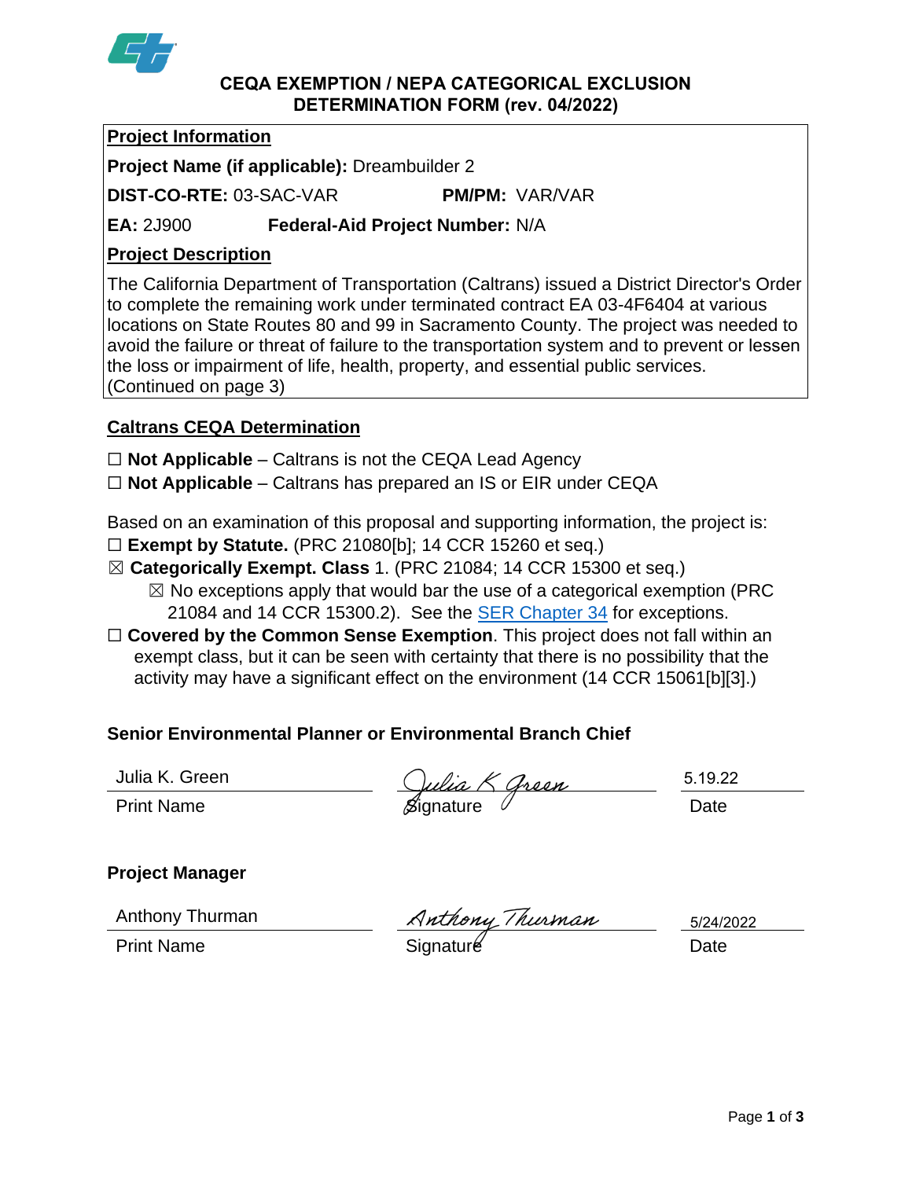# CEQA EXEMPTION / NEPA CATEGORICAL EXCLUSION DETERMINATION FORM (rev. 04/2022)

**Project Information**

**Project Name (if applicable):** Dreambuilder 2

**DIST-CO-RTE:** 03-SAC-VAR **PM/PM:** VAR/VAR

**EA:** 2J900 **Federal-Aid Project Number:** N/A

**Project Description**

The California Department of Transportation (Caltrans) issued a District Director's Order to complete the remaining work under terminated contract EA 03-4F6404 at various locations on State Routes 80 and 99 in Sacramento County. The project was needed to avoid the failure or threat of failure to the transportation system and to prevent or lessen the loss or impairment of life, health, property, and essential public services. (Continued on page 3)

**Caltrans CEQA Determination**

☐ **Not Applicable** – Caltrans is not the CEQA Lead Agency

☐ **Not Applicable** – Caltrans has prepared an IS or EIR under CEQA

Based on an examination of this proposal and supporting information, the project is:

☐ **Exempt by Statute.** (PRC 21080[b]; 14 CCR 15260 et seq.)

☒ **Categorically Exempt. Class** 1. (PRC 21084; 14 CCR 15300 et seq.)

☒ No exceptions apply that would bar the use of a categorical exemption (PRC 21084 and 14 CCR 15300.2). See the SER Chapter 34 for exceptions.

☐ **Covered by the Common Sense Exemption**. This project does not fall within an exempt class, but it can be seen with certainty that there is no possibility that the activity may have a significant effect on the environment (14 CCR 15061[b][3].)

**Senior Environmental Planner or Environmental Branch Chief**

| Julia K. Green | *Julia K Green* | 5.19.22 |
|---|---|---|
| Print Name | Signature | Date |

**Project Manager**

| Anthony Thurman | *Anthony Thurman* | 5/24/2022 |
|---|---|---|
| Print Name | Signature | Date |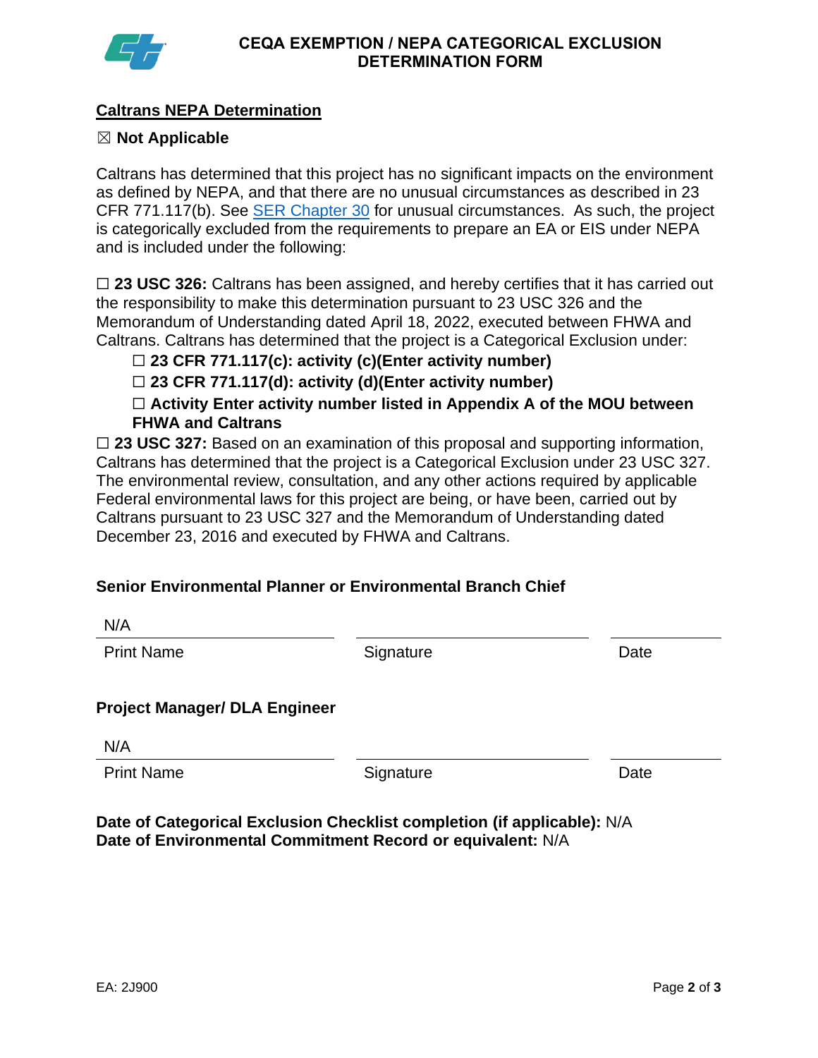## CEQA EXEMPTION / NEPA CATEGORICAL EXCLUSION DETERMINATION FORM

### Caltrans NEPA Determination

☒ **Not Applicable**

Caltrans has determined that this project has no significant impacts on the environment as defined by NEPA, and that there are no unusual circumstances as described in 23 CFR 771.117(b). See [SER Chapter 30] for unusual circumstances. As such, the project is categorically excluded from the requirements to prepare an EA or EIS under NEPA and is included under the following:

☐ **23 USC 326:** Caltrans has been assigned, and hereby certifies that it has carried out the responsibility to make this determination pursuant to 23 USC 326 and the Memorandum of Understanding dated April 18, 2022, executed between FHWA and Caltrans. Caltrans has determined that the project is a Categorical Exclusion under:

- ☐ **23 CFR 771.117(c): activity (c)(Enter activity number)**
- ☐ **23 CFR 771.117(d): activity (d)(Enter activity number)**
- ☐ **Activity Enter activity number listed in Appendix A of the MOU between FHWA and Caltrans**

☐ **23 USC 327:** Based on an examination of this proposal and supporting information, Caltrans has determined that the project is a Categorical Exclusion under 23 USC 327. The environmental review, consultation, and any other actions required by applicable Federal environmental laws for this project are being, or have been, carried out by Caltrans pursuant to 23 USC 327 and the Memorandum of Understanding dated December 23, 2016 and executed by FHWA and Caltrans.

**Senior Environmental Planner or Environmental Branch Chief**

| N/A | | |
|---|---|---|
| Print Name | Signature | Date |

**Project Manager/ DLA Engineer**

| N/A | | |
|---|---|---|
| Print Name | Signature | Date |

**Date of Categorical Exclusion Checklist completion (if applicable):** N/A
**Date of Environmental Commitment Record or equivalent:** N/A

EA: 2J900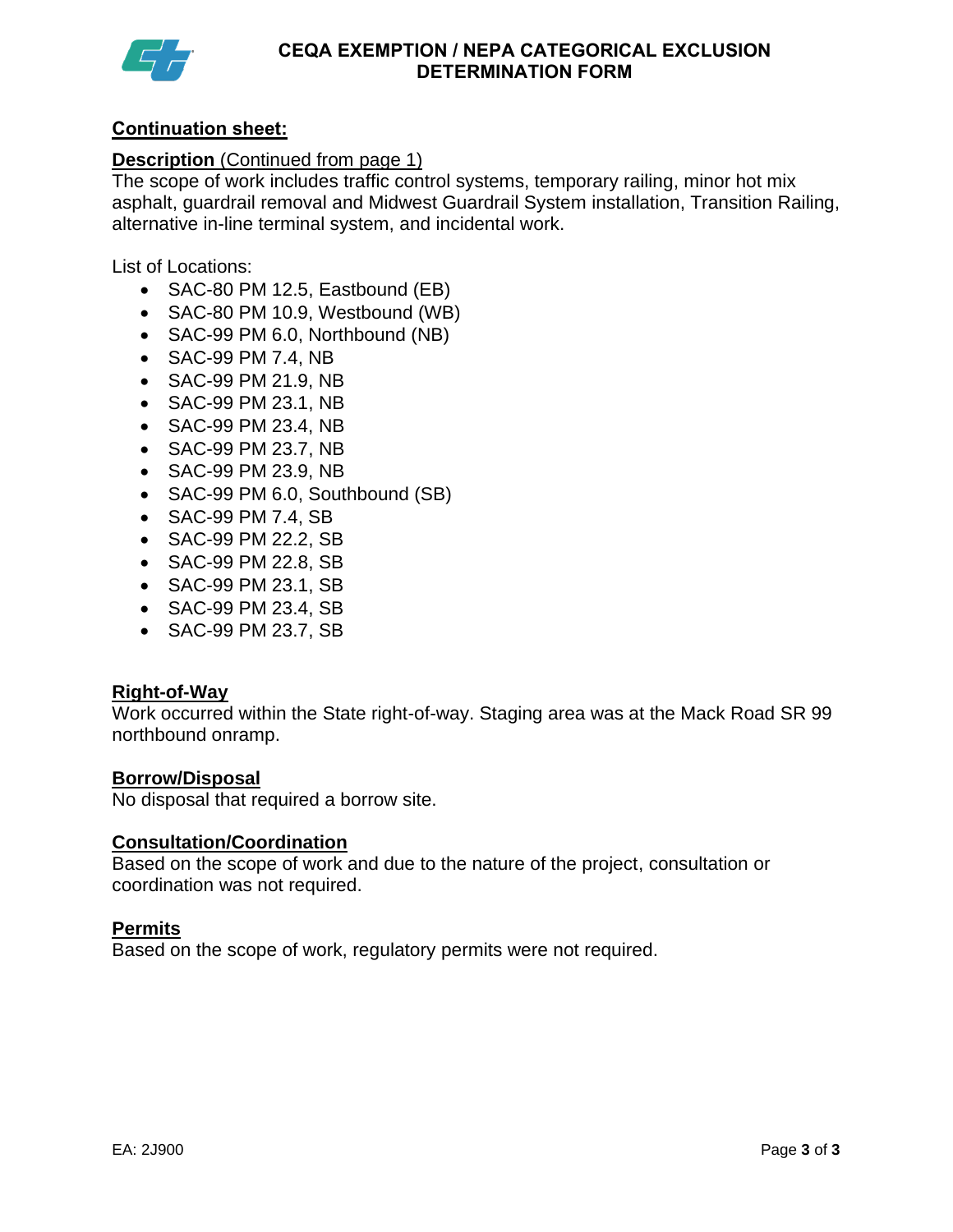**Continuation sheet:**

**Description** (Continued from page 1)
The scope of work includes traffic control systems, temporary railing, minor hot mix asphalt, guardrail removal and Midwest Guardrail System installation, Transition Railing, alternative in-line terminal system, and incidental work.

List of Locations:

- SAC-80 PM 12.5, Eastbound (EB)
- SAC-80 PM 10.9, Westbound (WB)
- SAC-99 PM 6.0, Northbound (NB)
- SAC-99 PM 7.4, NB
- SAC-99 PM 21.9, NB
- SAC-99 PM 23.1, NB
- SAC-99 PM 23.4, NB
- SAC-99 PM 23.7, NB
- SAC-99 PM 23.9, NB
- SAC-99 PM 6.0, Southbound (SB)
- SAC-99 PM 7.4, SB
- SAC-99 PM 22.2, SB
- SAC-99 PM 22.8, SB
- SAC-99 PM 23.1, SB
- SAC-99 PM 23.4, SB
- SAC-99 PM 23.7, SB

**Right-of-Way**
Work occurred within the State right-of-way. Staging area was at the Mack Road SR 99 northbound onramp.

**Borrow/Disposal**
No disposal that required a borrow site.

**Consultation/Coordination**
Based on the scope of work and due to the nature of the project, consultation or coordination was not required.

**Permits**
Based on the scope of work, regulatory permits were not required.

EA: 2J900